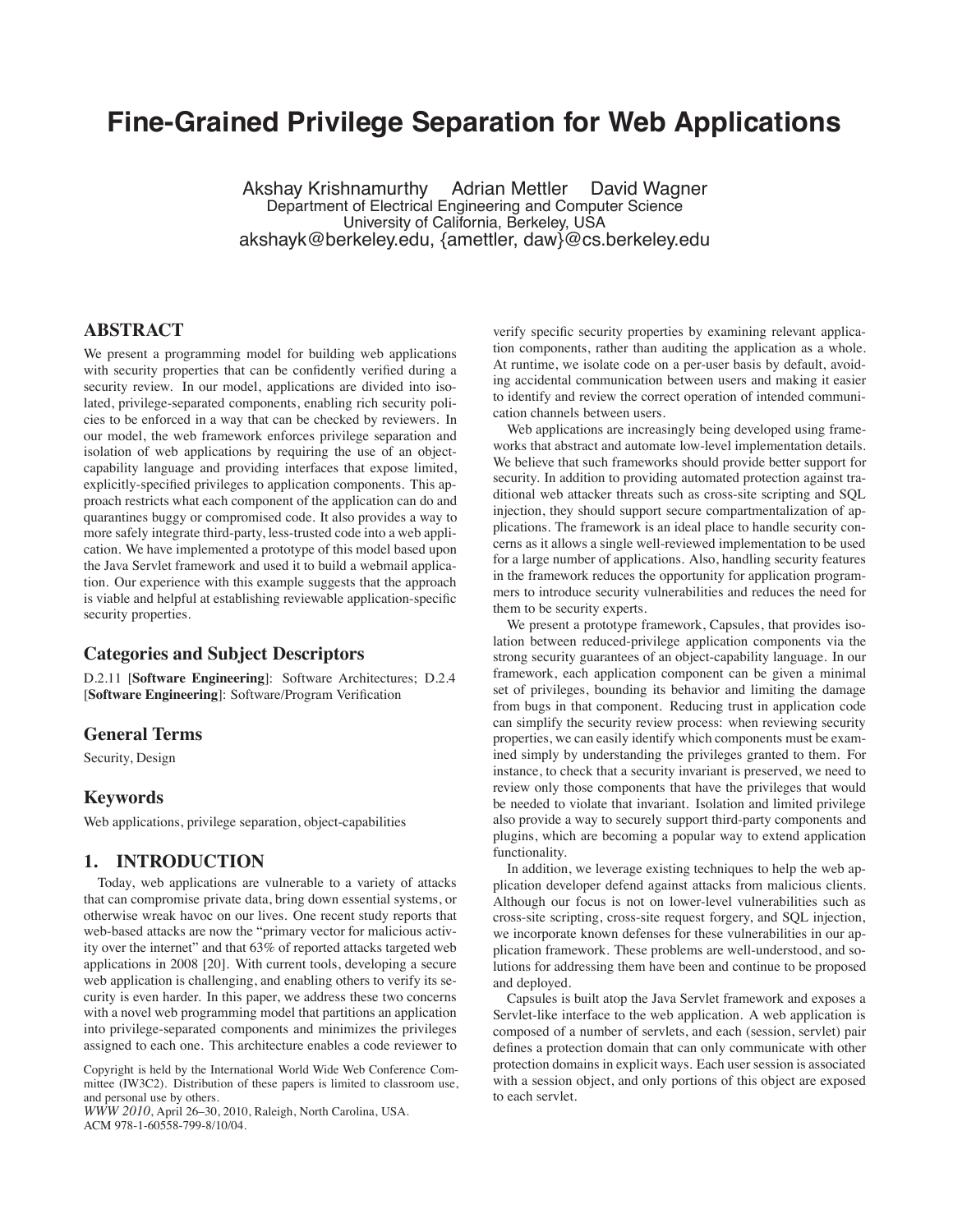# Fine-Grained Privilege Separation for Web Applications

Akshay Krishnamurthy Adrian Mettler David Wagner
Department of Electrical Engineering and Computer Science
University of California, Berkeley, USA
akshayk@berkeley.edu, {amettler, daw}@cs.berkeley.edu

## ABSTRACT

We present a programming model for building web applications with security properties that can be confidently verified during a security review. In our model, applications are divided into isolated, privilege-separated components, enabling rich security policies to be enforced in a way that can be checked by reviewers. In our model, the web framework enforces privilege separation and isolation of web applications by requiring the use of an object-capability language and providing interfaces that expose limited, explicitly-specified privileges to application components. This approach restricts what each component of the application can do and quarantines buggy or compromised code. It also provides a way to more safely integrate third-party, less-trusted code into a web application. We have implemented a prototype of this model based upon the Java Servlet framework and used it to build a webmail application. Our experience with this example suggests that the approach is viable and helpful at establishing reviewable application-specific security properties.

### Categories and Subject Descriptors

D.2.11 [**Software Engineering**]: Software Architectures; D.2.4 [**Software Engineering**]: Software/Program Verification

### General Terms

Security, Design

### Keywords

Web applications, privilege separation, object-capabilities

## 1. INTRODUCTION

Today, web applications are vulnerable to a variety of attacks that can compromise private data, bring down essential systems, or otherwise wreak havoc on our lives. One recent study reports that web-based attacks are now the "primary vector for malicious activity over the internet" and that 63% of reported attacks targeted web applications in 2008 [20]. With current tools, developing a secure web application is challenging, and enabling others to verify its security is even harder. In this paper, we address these two concerns with a novel web programming model that partitions an application into privilege-separated components and minimizes the privileges assigned to each one. This architecture enables a code reviewer to verify specific security properties by examining relevant application components, rather than auditing the application as a whole. At runtime, we isolate code on a per-user basis by default, avoiding accidental communication between users and making it easier to identify and review the correct operation of intended communication channels between users.

Web applications are increasingly being developed using frameworks that abstract and automate low-level implementation details. We believe that such frameworks should provide better support for security. In addition to providing automated protection against traditional web attacker threats such as cross-site scripting and SQL injection, they should support secure compartmentalization of applications. The framework is an ideal place to handle security concerns as it allows a single well-reviewed implementation to be used for a large number of applications. Also, handling security features in the framework reduces the opportunity for application programmers to introduce security vulnerabilities and reduces the need for them to be security experts.

We present a prototype framework, Capsules, that provides isolation between reduced-privilege application components via the strong security guarantees of an object-capability language. In our framework, each application component can be given a minimal set of privileges, bounding its behavior and limiting the damage from bugs in that component. Reducing trust in application code can simplify the security review process: when reviewing security properties, we can easily identify which components must be examined simply by understanding the privileges granted to them. For instance, to check that a security invariant is preserved, we need to review only those components that have the privileges that would be needed to violate that invariant. Isolation and limited privilege also provide a way to securely support third-party components and plugins, which are becoming a popular way to extend application functionality.

In addition, we leverage existing techniques to help the web application developer defend against attacks from malicious clients. Although our focus is not on lower-level vulnerabilities such as cross-site scripting, cross-site request forgery, and SQL injection, we incorporate known defenses for these vulnerabilities in our application framework. These problems are well-understood, and solutions for addressing them have been and continue to be proposed and deployed.

Capsules is built atop the Java Servlet framework and exposes a Servlet-like interface to the web application. A web application is composed of a number of servlets, and each (session, servlet) pair defines a protection domain that can only communicate with other protection domains in explicit ways. Each user session is associated with a session object, and only portions of this object are exposed to each servlet.

Copyright is held by the International World Wide Web Conference Committee (IW3C2). Distribution of these papers is limited to classroom use, and personal use by others.
*WWW 2010*, April 26–30, 2010, Raleigh, North Carolina, USA.
ACM 978-1-60558-799-8/10/04.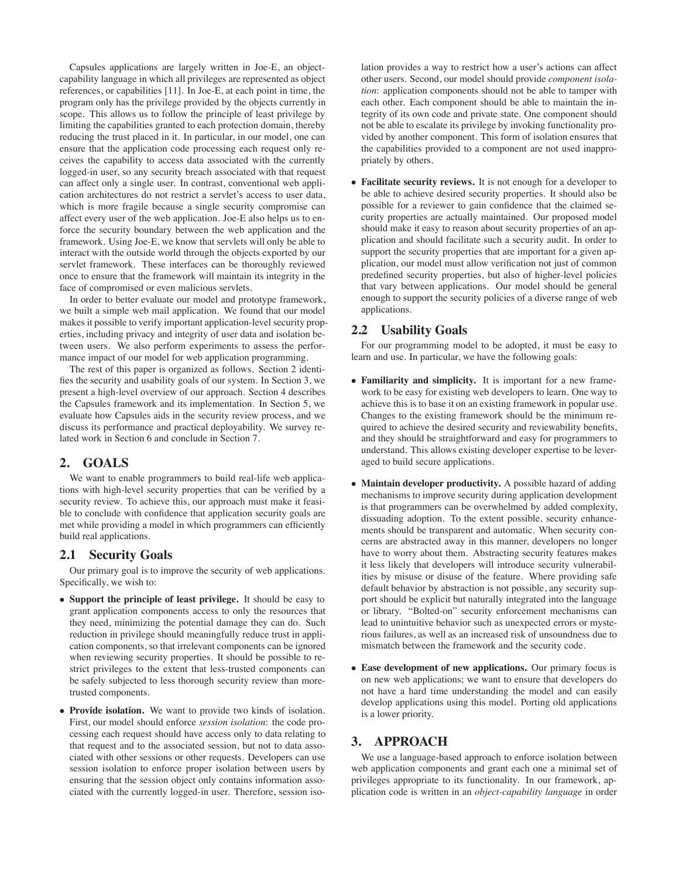Capsules applications are largely written in Joe-E, an object-capability language in which all privileges are represented as object references, or capabilities [11]. In Joe-E, at each point in time, the program only has the privilege provided by the objects currently in scope. This allows us to follow the principle of least privilege by limiting the capabilities granted to each protection domain, thereby reducing the trust placed in it. In particular, in our model, one can ensure that the application code processing each request only receives the capability to access data associated with the currently logged-in user, so any security breach associated with that request can affect only a single user. In contrast, conventional web application architectures do not restrict a servlet's access to user data, which is more fragile because a single security compromise can affect every user of the web application. Joe-E also helps us to enforce the security boundary between the web application and the framework. Using Joe-E, we know that servlets will only be able to interact with the outside world through the objects exported by our servlet framework. These interfaces can be thoroughly reviewed once to ensure that the framework will maintain its integrity in the face of compromised or even malicious servlets.

In order to better evaluate our model and prototype framework, we built a simple web mail application. We found that our model makes it possible to verify important application-level security properties, including privacy and integrity of user data and isolation between users. We also perform experiments to assess the performance impact of our model for web application programming.

The rest of this paper is organized as follows. Section 2 identifies the security and usability goals of our system. In Section 3, we present a high-level overview of our approach. Section 4 describes the Capsules framework and its implementation. In Section 5, we evaluate how Capsules aids in the security review process, and we discuss its performance and practical deployability. We survey related work in Section 6 and conclude in Section 7.

## 2. GOALS

We want to enable programmers to build real-life web applications with high-level security properties that can be verified by a security review. To achieve this, our approach must make it feasible to conclude with confidence that application security goals are met while providing a model in which programmers can efficiently build real applications.

### 2.1 Security Goals

Our primary goal is to improve the security of web applications. Specifically, we wish to:

- **Support the principle of least privilege.** It should be easy to grant application components access to only the resources that they need, minimizing the potential damage they can do. Such reduction in privilege should meaningfully reduce trust in application components, so that irrelevant components can be ignored when reviewing security properties. It should be possible to restrict privileges to the extent that less-trusted components can be safely subjected to less thorough security review than more-trusted components.

- **Provide isolation.** We want to provide two kinds of isolation. First, our model should enforce *session isolation*: the code processing each request should have access only to data relating to that request and to the associated session, but not to data associated with other sessions or other requests. Developers can use session isolation to enforce proper isolation between users by ensuring that the session object only contains information associated with the currently logged-in user. Therefore, session isolation provides a way to restrict how a user's actions can affect other users. Second, our model should provide *component isolation*: application components should not be able to tamper with each other. Each component should be able to maintain the integrity of its own code and private state. One component should not be able to escalate its privilege by invoking functionality provided by another component. This form of isolation ensures that the capabilities provided to a component are not used inappropriately by others.

- **Facilitate security reviews.** It is not enough for a developer to be able to achieve desired security properties. It should also be possible for a reviewer to gain confidence that the claimed security properties are actually maintained. Our proposed model should make it easy to reason about security properties of an application and should facilitate such a security audit. In order to support the security properties that are important for a given application, our model must allow verification not just of common predefined security properties, but also of higher-level policies that vary between applications. Our model should be general enough to support the security policies of a diverse range of web applications.

### 2.2 Usability Goals

For our programming model to be adopted, it must be easy to learn and use. In particular, we have the following goals:

- **Familiarity and simplicity.** It is important for a new framework to be easy for existing web developers to learn. One way to achieve this is to base it on an existing framework in popular use. Changes to the existing framework should be the minimum required to achieve the desired security and reviewability benefits, and they should be straightforward and easy for programmers to understand. This allows existing developer expertise to be leveraged to build secure applications.

- **Maintain developer productivity.** A possible hazard of adding mechanisms to improve security during application development is that programmers can be overwhelmed by added complexity, dissuading adoption. To the extent possible, security enhancements should be transparent and automatic. When security concerns are abstracted away in this manner, developers no longer have to worry about them. Abstracting security features makes it less likely that developers will introduce security vulnerabilities by misuse or disuse of the feature. Where providing safe default behavior by abstraction is not possible, any security support should be explicit but naturally integrated into the language or library. "Bolted-on" security enforcement mechanisms can lead to unintuitive behavior such as unexpected errors or mysterious failures, as well as an increased risk of unsoundness due to mismatch between the framework and the security code.

- **Ease development of new applications.** Our primary focus is on new web applications; we want to ensure that developers do not have a hard time understanding the model and can easily develop applications using this model. Porting old applications is a lower priority.

## 3. APPROACH

We use a language-based approach to enforce isolation between web application components and grant each one a minimal set of privileges appropriate to its functionality. In our framework, application code is written in an *object-capability language* in order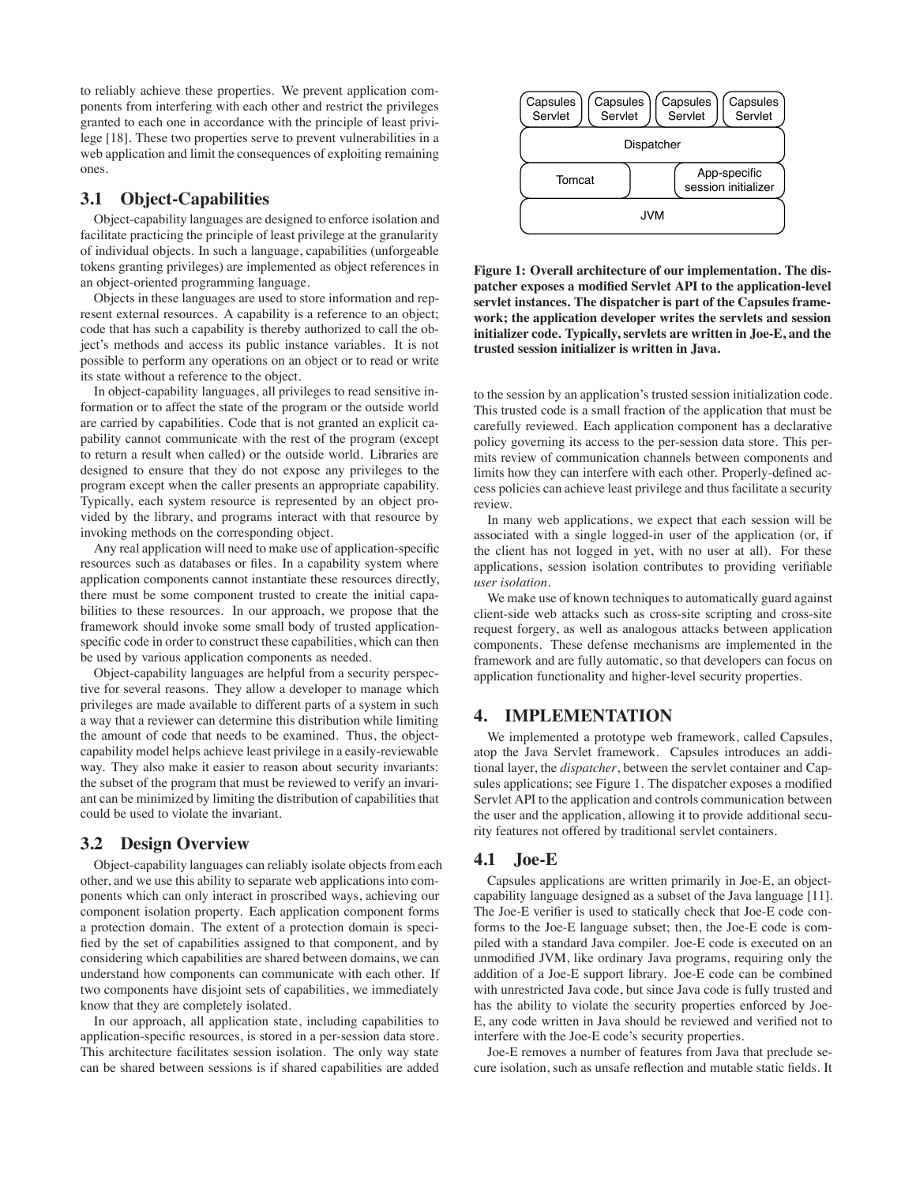to reliably achieve these properties. We prevent application components from interfering with each other and restrict the privileges granted to each one in accordance with the principle of least privilege [18]. These two properties serve to prevent vulnerabilities in a web application and limit the consequences of exploiting remaining ones.

### 3.1 Object-Capabilities

Object-capability languages are designed to enforce isolation and facilitate practicing the principle of least privilege at the granularity of individual objects. In such a language, capabilities (unforgeable tokens granting privileges) are implemented as object references in an object-oriented programming language.

Objects in these languages are used to store information and represent external resources. A capability is a reference to an object; code that has such a capability is thereby authorized to call the object's methods and access its public instance variables. It is not possible to perform any operations on an object or to read or write its state without a reference to the object.

In object-capability languages, all privileges to read sensitive information or to affect the state of the program or the outside world are carried by capabilities. Code that is not granted an explicit capability cannot communicate with the rest of the program (except to return a result when called) or the outside world. Libraries are designed to ensure that they do not expose any privileges to the program except when the caller presents an appropriate capability. Typically, each system resource is represented by an object provided by the library, and programs interact with that resource by invoking methods on the corresponding object.

Any real application will need to make use of application-specific resources such as databases or files. In a capability system where application components cannot instantiate these resources directly, there must be some component trusted to create the initial capabilities to these resources. In our approach, we propose that the framework should invoke some small body of trusted application-specific code in order to construct these capabilities, which can then be used by various application components as needed.

Object-capability languages are helpful from a security perspective for several reasons. They allow a developer to manage which privileges are made available to different parts of a system in such a way that a reviewer can determine this distribution while limiting the amount of code that needs to be examined. Thus, the object-capability model helps achieve least privilege in a easily-reviewable way. They also make it easier to reason about security invariants: the subset of the program that must be reviewed to verify an invariant can be minimized by limiting the distribution of capabilities that could be used to violate the invariant.

### 3.2 Design Overview

Object-capability languages can reliably isolate objects from each other, and we use this ability to separate web applications into components which can only interact in proscribed ways, achieving our component isolation property. Each application component forms a protection domain. The extent of a protection domain is specified by the set of capabilities assigned to that component, and by considering which capabilities are shared between domains, we can understand how components can communicate with each other. If two components have disjoint sets of capabilities, we immediately know that they are completely isolated.

In our approach, all application state, including capabilities to application-specific resources, is stored in a per-session data store. This architecture facilitates session isolation. The only way state can be shared between sessions is if shared capabilities are added to the session by an application's trusted session initialization code. This trusted code is a small fraction of the application that must be carefully reviewed. Each application component has a declarative policy governing its access to the per-session data store. This permits review of communication channels between components and limits how they can interfere with each other. Properly-defined access policies can achieve least privilege and thus facilitate a security review.

In many web applications, we expect that each session will be associated with a single logged-in user of the application (or, if the client has not logged in yet, with no user at all). For these applications, session isolation contributes to providing verifiable *user isolation*.

We make use of known techniques to automatically guard against client-side web attacks such as cross-site scripting and cross-site request forgery, as well as analogous attacks between application components. These defense mechanisms are implemented in the framework and are fully automatic, so that developers can focus on application functionality and higher-level security properties.

| Capsules Servlet | Capsules Servlet | Capsules Servlet | Capsules Servlet |
|---|---|---|---|
| Dispatcher | | | |
| Tomcat | | App-specific session initializer | |
| JVM | | | |

**Figure 1: Overall architecture of our implementation. The dispatcher exposes a modified Servlet API to the application-level servlet instances. The dispatcher is part of the Capsules framework; the application developer writes the servlets and session initializer code. Typically, servlets are written in Joe-E, and the trusted session initializer is written in Java.**

## 4. IMPLEMENTATION

We implemented a prototype web framework, called Capsules, atop the Java Servlet framework. Capsules introduces an additional layer, the *dispatcher*, between the servlet container and Capsules applications; see Figure 1. The dispatcher exposes a modified Servlet API to the application and controls communication between the user and the application, allowing it to provide additional security features not offered by traditional servlet containers.

### 4.1 Joe-E

Capsules applications are written primarily in Joe-E, an object-capability language designed as a subset of the Java language [11]. The Joe-E verifier is used to statically check that Joe-E code conforms to the Joe-E language subset; then, the Joe-E code is compiled with a standard Java compiler. Joe-E code is executed on an unmodified JVM, like ordinary Java programs, requiring only the addition of a Joe-E support library. Joe-E code can be combined with unrestricted Java code, but since Java code is fully trusted and has the ability to violate the security properties enforced by Joe-E, any code written in Java should be reviewed and verified not to interfere with the Joe-E code's security properties.

Joe-E removes a number of features from Java that preclude secure isolation, such as unsafe reflection and mutable static fields. It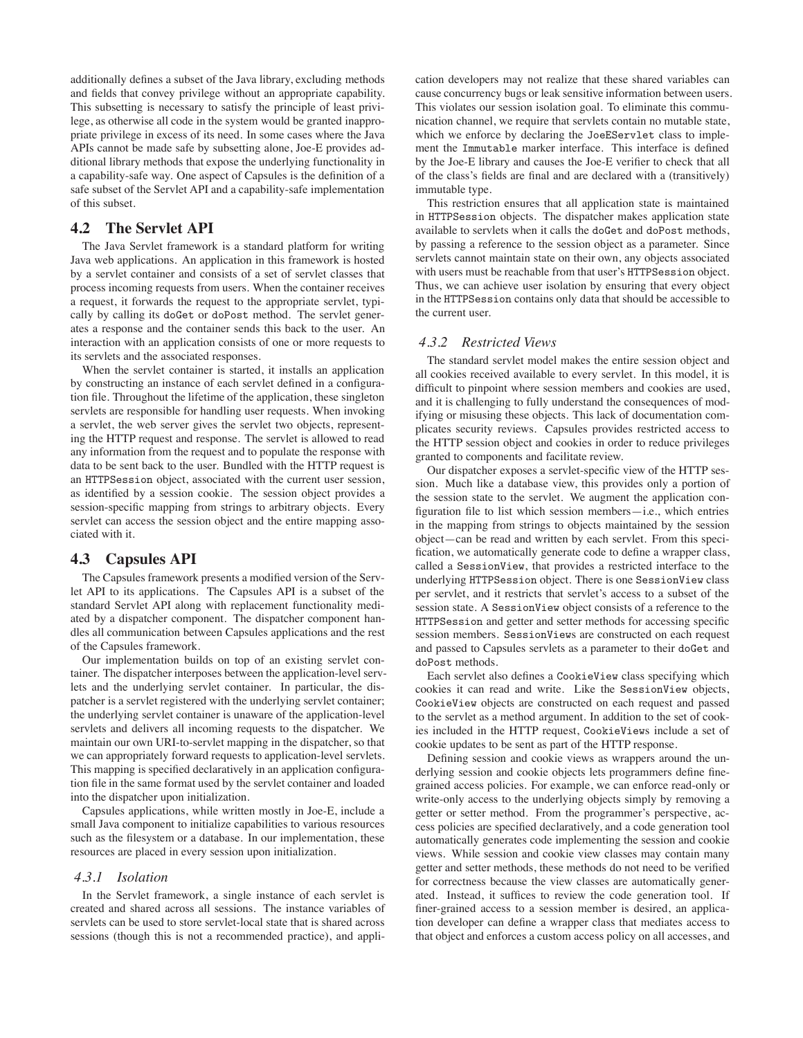additionally defines a subset of the Java library, excluding methods and fields that convey privilege without an appropriate capability. This subsetting is necessary to satisfy the principle of least privilege, as otherwise all code in the system would be granted inappropriate privilege in excess of its need. In some cases where the Java APIs cannot be made safe by subsetting alone, Joe-E provides additional library methods that expose the underlying functionality in a capability-safe way. One aspect of Capsules is the definition of a safe subset of the Servlet API and a capability-safe implementation of this subset.

## 4.2 The Servlet API

The Java Servlet framework is a standard platform for writing Java web applications. An application in this framework is hosted by a servlet container and consists of a set of servlet classes that process incoming requests from users. When the container receives a request, it forwards the request to the appropriate servlet, typically by calling its `doGet` or `doPost` method. The servlet generates a response and the container sends this back to the user. An interaction with an application consists of one or more requests to its servlets and the associated responses.

When the servlet container is started, it installs an application by constructing an instance of each servlet defined in a configuration file. Throughout the lifetime of the application, these singleton servlets are responsible for handling user requests. When invoking a servlet, the web server gives the servlet two objects, representing the HTTP request and response. The servlet is allowed to read any information from the request and to populate the response with data to be sent back to the user. Bundled with the HTTP request is an `HTTPSession` object, associated with the current user session, as identified by a session cookie. The session object provides a session-specific mapping from strings to arbitrary objects. Every servlet can access the session object and the entire mapping associated with it.

## 4.3 Capsules API

The Capsules framework presents a modified version of the Servlet API to its applications. The Capsules API is a subset of the standard Servlet API along with replacement functionality mediated by a dispatcher component. The dispatcher component handles all communication between Capsules applications and the rest of the Capsules framework.

Our implementation builds on top of an existing servlet container. The dispatcher interposes between the application-level servlets and the underlying servlet container. In particular, the dispatcher is a servlet registered with the underlying servlet container; the underlying servlet container is unaware of the application-level servlets and delivers all incoming requests to the dispatcher. We maintain our own URI-to-servlet mapping in the dispatcher, so that we can appropriately forward requests to application-level servlets. This mapping is specified declaratively in an application configuration file in the same format used by the servlet container and loaded into the dispatcher upon initialization.

Capsules applications, while written mostly in Joe-E, include a small Java component to initialize capabilities to various resources such as the filesystem or a database. In our implementation, these resources are placed in every session upon initialization.

### 4.3.1 Isolation

In the Servlet framework, a single instance of each servlet is created and shared across all sessions. The instance variables of servlets can be used to store servlet-local state that is shared across sessions (though this is not a recommended practice), and application developers may not realize that these shared variables can cause concurrency bugs or leak sensitive information between users. This violates our session isolation goal. To eliminate this communication channel, we require that servlets contain no mutable state, which we enforce by declaring the `JoeEServlet` class to implement the `Immutable` marker interface. This interface is defined by the Joe-E library and causes the Joe-E verifier to check that all of the class's fields are final and are declared with a (transitively) immutable type.

This restriction ensures that all application state is maintained in `HTTPSession` objects. The dispatcher makes application state available to servlets when it calls the `doGet` and `doPost` methods, by passing a reference to the session object as a parameter. Since servlets cannot maintain state on their own, any objects associated with users must be reachable from that user's `HTTPSession` object. Thus, we can achieve user isolation by ensuring that every object in the `HTTPSession` contains only data that should be accessible to the current user.

### 4.3.2 Restricted Views

The standard servlet model makes the entire session object and all cookies received available to every servlet. In this model, it is difficult to pinpoint where session members and cookies are used, and it is challenging to fully understand the consequences of modifying or misusing these objects. This lack of documentation complicates security reviews. Capsules provides restricted access to the HTTP session object and cookies in order to reduce privileges granted to components and facilitate review.

Our dispatcher exposes a servlet-specific view of the HTTP session. Much like a database view, this provides only a portion of the session state to the servlet. We augment the application configuration file to list which session members—i.e., which entries in the mapping from strings to objects maintained by the session object—can be read and written by each servlet. From this specification, we automatically generate code to define a wrapper class, called a `SessionView`, that provides a restricted interface to the underlying `HTTPSession` object. There is one `SessionView` class per servlet, and it restricts that servlet's access to a subset of the session state. A `SessionView` object consists of a reference to the `HTTPSession` and getter and setter methods for accessing specific session members. `SessionView`s are constructed on each request and passed to Capsules servlets as a parameter to their `doGet` and `doPost` methods.

Each servlet also defines a `CookieView` class specifying which cookies it can read and write. Like the `SessionView` objects, `CookieView` objects are constructed on each request and passed to the servlet as a method argument. In addition to the set of cookies included in the HTTP request, `CookieView`s include a set of cookie updates to be sent as part of the HTTP response.

Defining session and cookie views as wrappers around the underlying session and cookie objects lets programmers define fine-grained access policies. For example, we can enforce read-only or write-only access to the underlying objects simply by removing a getter or setter method. From the programmer's perspective, access policies are specified declaratively, and a code generation tool automatically generates code implementing the session and cookie views. While session and cookie view classes may contain many getter and setter methods, these methods do not need to be verified for correctness because the view classes are automatically generated. Instead, it suffices to review the code generation tool. If finer-grained access to a session member is desired, an application developer can define a wrapper class that mediates access to that object and enforces a custom access policy on all accesses, and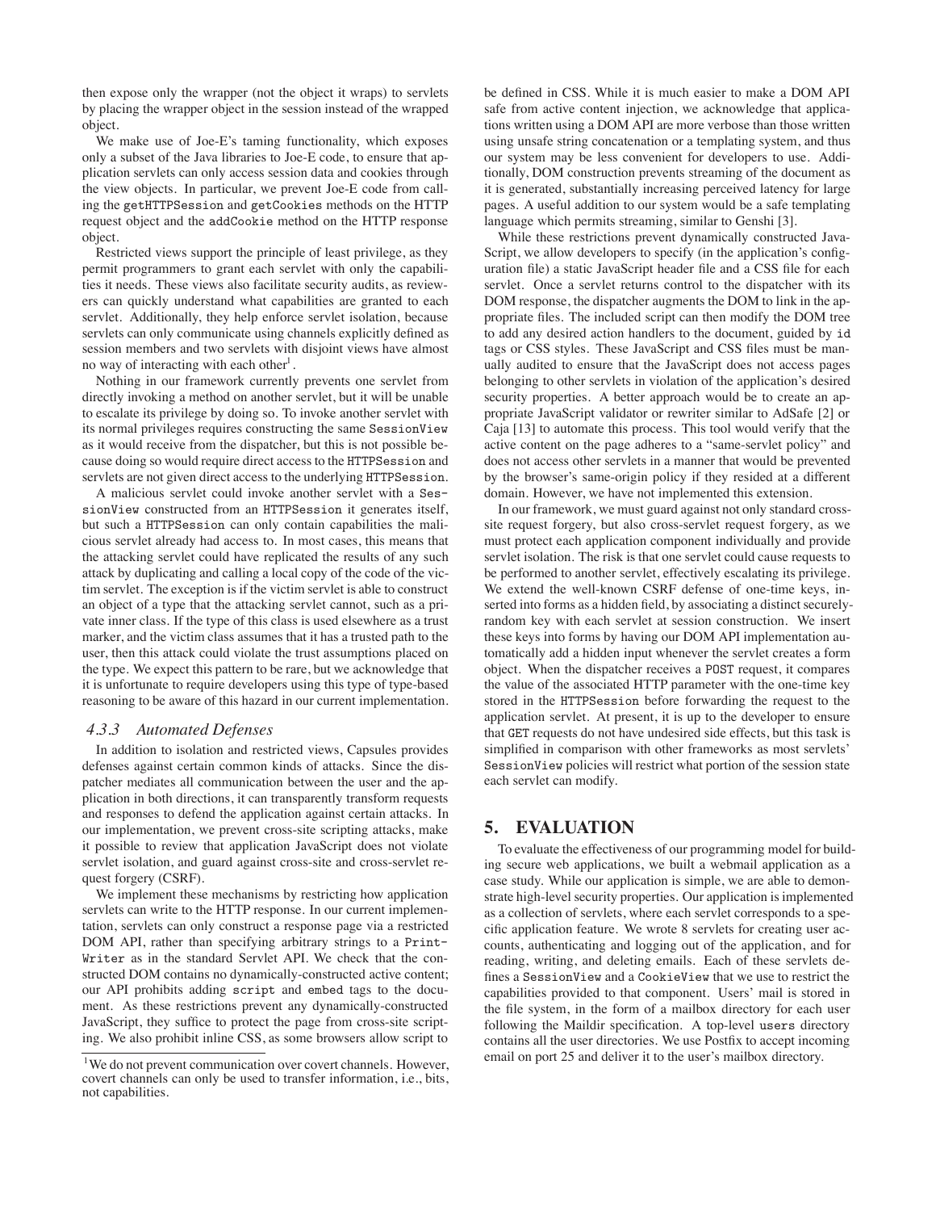then expose only the wrapper (not the object it wraps) to servlets by placing the wrapper object in the session instead of the wrapped object.

We make use of Joe-E's taming functionality, which exposes only a subset of the Java libraries to Joe-E code, to ensure that application servlets can only access session data and cookies through the view objects. In particular, we prevent Joe-E code from calling the `getHTTPSession` and `getCookies` methods on the HTTP request object and the `addCookie` method on the HTTP response object.

Restricted views support the principle of least privilege, as they permit programmers to grant each servlet with only the capabilities it needs. These views also facilitate security audits, as reviewers can quickly understand what capabilities are granted to each servlet. Additionally, they help enforce servlet isolation, because servlets can only communicate using channels explicitly defined as session members and two servlets with disjoint views have almost no way of interacting with each other[1].

Nothing in our framework currently prevents one servlet from directly invoking a method on another servlet, but it will be unable to escalate its privilege by doing so. To invoke another servlet with its normal privileges requires constructing the same `SessionView` as it would receive from the dispatcher, but this is not possible because doing so would require direct access to the `HTTPSession` and servlets are not given direct access to the underlying `HTTPSession`.

A malicious servlet could invoke another servlet with a `SessionView` constructed from an `HTTPSession` it generates itself, but such a `HTTPSession` can only contain capabilities the malicious servlet already had access to. In most cases, this means that the attacking servlet could have replicated the results of any such attack by duplicating and calling a local copy of the code of the victim servlet. The exception is if the victim servlet is able to construct an object of a type that the attacking servlet cannot, such as a private inner class. If the type of this class is used elsewhere as a trust marker, and the victim class assumes that it has a trusted path to the user, then this attack could violate the trust assumptions placed on the type. We expect this pattern to be rare, but we acknowledge that it is unfortunate to require developers using this type of type-based reasoning to be aware of this hazard in our current implementation.

### 4.3.3 Automated Defenses

In addition to isolation and restricted views, Capsules provides defenses against certain common kinds of attacks. Since the dispatcher mediates all communication between the user and the application in both directions, it can transparently transform requests and responses to defend the application against certain attacks. In our implementation, we prevent cross-site scripting attacks, make it possible to review that application JavaScript does not violate servlet isolation, and guard against cross-site and cross-servlet request forgery (CSRF).

We implement these mechanisms by restricting how application servlets can write to the HTTP response. In our current implementation, servlets can only construct a response page via a restricted DOM API, rather than specifying arbitrary strings to a `PrintWriter` as in the standard Servlet API. We check that the constructed DOM contains no dynamically-constructed active content; our API prohibits adding `script` and `embed` tags to the document. As these restrictions prevent any dynamically-constructed JavaScript, they suffice to protect the page from cross-site scripting. We also prohibit inline CSS, as some browsers allow script to be defined in CSS. While it is much easier to make a DOM API safe from active content injection, we acknowledge that applications written using a DOM API are more verbose than those written using unsafe string concatenation or a templating system, and thus our system may be less convenient for developers to use. Additionally, DOM construction prevents streaming of the document as it is generated, substantially increasing perceived latency for large pages. A useful addition to our system would be a safe templating language which permits streaming, similar to Genshi [3].

While these restrictions prevent dynamically constructed JavaScript, we allow developers to specify (in the application's configuration file) a static JavaScript header file and a CSS file for each servlet. Once a servlet returns control to the dispatcher with its DOM response, the dispatcher augments the DOM to link in the appropriate files. The included script can then modify the DOM tree to add any desired action handlers to the document, guided by `id` tags or CSS styles. These JavaScript and CSS files must be manually audited to ensure that the JavaScript does not access pages belonging to other servlets in violation of the application's desired security properties. A better approach would be to create an appropriate JavaScript validator or rewriter similar to AdSafe [2] or Caja [13] to automate this process. This tool would verify that the active content on the page adheres to a "same-servlet policy" and does not access other servlets in a manner that would be prevented by the browser's same-origin policy if they resided at a different domain. However, we have not implemented this extension.

In our framework, we must guard against not only standard cross-site request forgery, but also cross-servlet request forgery, as we must protect each application component individually and provide servlet isolation. The risk is that one servlet could cause requests to be performed to another servlet, effectively escalating its privilege. We extend the well-known CSRF defense of one-time keys, inserted into forms as a hidden field, by associating a distinct securely-random key with each servlet at session construction. We insert these keys into forms by having our DOM API implementation automatically add a hidden input whenever the servlet creates a form object. When the dispatcher receives a `POST` request, it compares the value of the associated HTTP parameter with the one-time key stored in the `HTTPSession` before forwarding the request to the application servlet. At present, it is up to the developer to ensure that `GET` requests do not have undesired side effects, but this task is simplified in comparison with other frameworks as most servlets' `SessionView` policies will restrict what portion of the session state each servlet can modify.

## 5. EVALUATION

To evaluate the effectiveness of our programming model for building secure web applications, we built a webmail application as a case study. While our application is simple, we are able to demonstrate high-level security properties. Our application is implemented as a collection of servlets, where each servlet corresponds to a specific application feature. We wrote 8 servlets for creating user accounts, authenticating and logging out of the application, and for reading, writing, and deleting emails. Each of these servlets defines a `SessionView` and a `CookieView` that we use to restrict the capabilities provided to that component. Users' mail is stored in the file system, in the form of a mailbox directory for each user following the Maildir specification. A top-level `users` directory contains all the user directories. We use Postfix to accept incoming email on port 25 and deliver it to the user's mailbox directory.

[1] We do not prevent communication over covert channels. However, covert channels can only be used to transfer information, i.e., bits, not capabilities.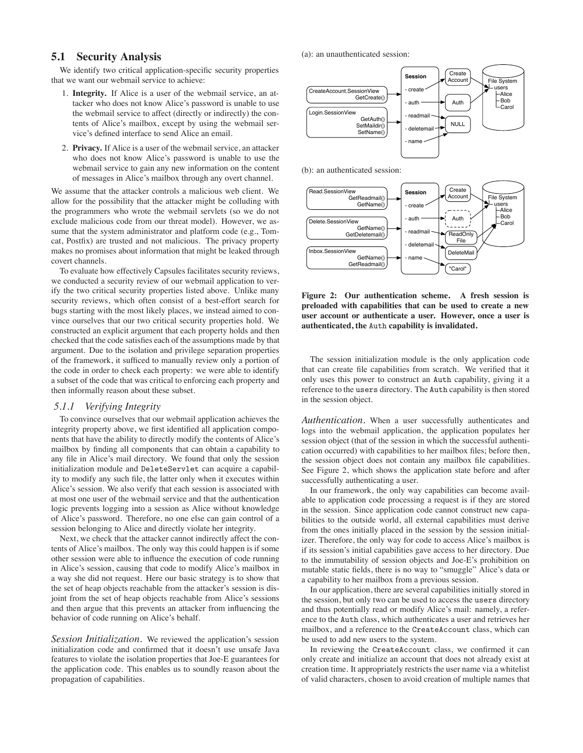## 5.1 Security Analysis

We identify two critical application-specific security properties that we want our webmail service to achieve:

1. **Integrity.** If Alice is a user of the webmail service, an attacker who does not know Alice's password is unable to use the webmail service to affect (directly or indirectly) the contents of Alice's mailbox, except by using the webmail service's defined interface to send Alice an email.
2. **Privacy.** If Alice is a user of the webmail service, an attacker who does not know Alice's password is unable to use the webmail service to gain any new information on the content of messages in Alice's mailbox through any overt channel.

We assume that the attacker controls a malicious web client. We allow for the possibility that the attacker might be colluding with the programmers who wrote the webmail servlets (so we do not exclude malicious code from our threat model). However, we assume that the system administrator and platform code (e.g., Tomcat, Postfix) are trusted and not malicious. The privacy property makes no promises about information that might be leaked through covert channels.

To evaluate how effectively Capsules facilitates security reviews, we conducted a security review of our webmail application to verify the two critical security properties listed above. Unlike many security reviews, which often consist of a best-effort search for bugs starting with the most likely places, we instead aimed to convince ourselves that our two critical security properties hold. We constructed an explicit argument that each property holds and then checked that the code satisfies each of the assumptions made by that argument. Due to the isolation and privilege separation properties of the framework, it sufficed to manually review only a portion of the code in order to check each property: we were able to identify a subset of the code that was critical to enforcing each property and then informally reason about these subset.

### 5.1.1 Verifying Integrity

To convince ourselves that our webmail application achieves the integrity property above, we first identified all application components that have the ability to directly modify the contents of Alice's mailbox by finding all components that can obtain a capability to any file in Alice's mail directory. We found that only the session initialization module and DeleteServlet can acquire a capability to modify any such file, the latter only when it executes within Alice's session. We also verify that each session is associated with at most one user of the webmail service and that the authentication logic prevents logging into a session as Alice without knowledge of Alice's password. Therefore, no one else can gain control of a session belonging to Alice and directly violate her integrity.

Next, we check that the attacker cannot indirectly affect the contents of Alice's mailbox. The only way this could happen is if some other session were able to influence the execution of code running in Alice's session, causing that code to modify Alice's mailbox in a way she did not request. Here our basic strategy is to show that the set of heap objects reachable from the attacker's session is disjoint from the set of heap objects reachable from Alice's sessions and then argue that this prevents an attacker from influencing the behavior of code running on Alice's behalf.

*Session Initialization.* We reviewed the application's session initialization code and confirmed that it doesn't use unsafe Java features to violate the isolation properties that Joe-E guarantees for the application code. This enables us to soundly reason about the propagation of capabilities.

(a): an unauthenticated session:

(b): an authenticated session:

**Figure 2: Our authentication scheme. A fresh session is preloaded with capabilities that can be used to create a new user account or authenticate a user. However, once a user is authenticated, the Auth capability is invalidated.**

The session initialization module is the only application code that can create file capabilities from scratch. We verified that it only uses this power to construct an Auth capability, giving it a reference to the users directory. The Auth capability is then stored in the session object.

*Authentication.* When a user successfully authenticates and logs into the webmail application, the application populates her session object (that of the session in which the successful authentication occurred) with capabilities to her mailbox files; before then, the session object does not contain any mailbox file capabilities. See Figure 2, which shows the application state before and after successfully authenticating a user.

In our framework, the only way capabilities can become available to application code processing a request is if they are stored in the session. Since application code cannot construct new capabilities to the outside world, all external capabilities must derive from the ones initially placed in the session by the session initializer. Therefore, the only way for code to access Alice's mailbox is if its session's initial capabilities gave access to her directory. Due to the immutability of session objects and Joe-E's prohibition on mutable static fields, there is no way to "smuggle" Alice's data or a capability to her mailbox from a previous session.

In our application, there are several capabilities initially stored in the session, but only two can be used to access the users directory and thus potentially read or modify Alice's mail: namely, a reference to the Auth class, which authenticates a user and retrieves her mailbox, and a reference to the CreateAccount class, which can be used to add new users to the system.

In reviewing the CreateAccount class, we confirmed it can only create and initialize an account that does not already exist at creation time. It appropriately restricts the user name via a whitelist of valid characters, chosen to avoid creation of multiple names that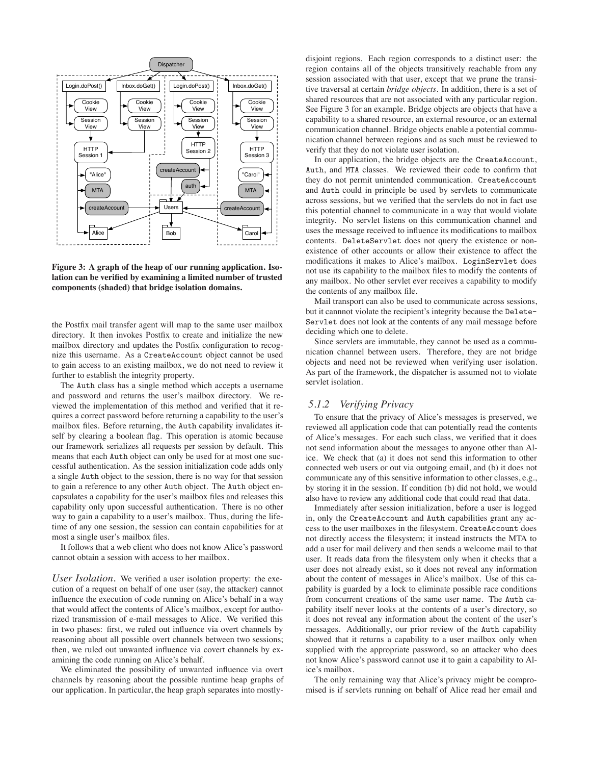**Figure 3: A graph of the heap of our running application. Isolation can be verified by examining a limited number of trusted components (shaded) that bridge isolation domains.**

the Postfix mail transfer agent will map to the same user mailbox directory. It then invokes Postfix to create and initialize the new mailbox directory and updates the Postfix configuration to recognize this username. As a CreateAccount object cannot be used to gain access to an existing mailbox, we do not need to review it further to establish the integrity property.

The Auth class has a single method which accepts a username and password and returns the user's mailbox directory. We reviewed the implementation of this method and verified that it requires a correct password before returning a capability to the user's mailbox files. Before returning, the Auth capability invalidates itself by clearing a boolean flag. This operation is atomic because our framework serializes all requests per session by default. This means that each Auth object can only be used for at most one successful authentication. As the session initialization code adds only a single Auth object to the session, there is no way for that session to gain a reference to any other Auth object. The Auth object encapsulates a capability for the user's mailbox files and releases this capability only upon successful authentication. There is no other way to gain a capability to a user's mailbox. Thus, during the lifetime of any one session, the session can contain capabilities for at most a single user's mailbox files.

It follows that a web client who does not know Alice's password cannot obtain a session with access to her mailbox.

*User Isolation.* We verified a user isolation property: the execution of a request on behalf of one user (say, the attacker) cannot influence the execution of code running on Alice's behalf in a way that would affect the contents of Alice's mailbox, except for authorized transmission of e-mail messages to Alice. We verified this in two phases: first, we ruled out influence via overt channels by reasoning about all possible overt channels between two sessions; then, we ruled out unwanted influence via covert channels by examining the code running on Alice's behalf.

We eliminated the possibility of unwanted influence via overt channels by reasoning about the possible runtime heap graphs of our application. In particular, the heap graph separates into mostly-disjoint regions. Each region corresponds to a distinct user: the region contains all of the objects transitively reachable from any session associated with that user, except that we prune the transitive traversal at certain *bridge objects*. In addition, there is a set of shared resources that are not associated with any particular region. See Figure 3 for an example. Bridge objects are objects that have a capability to a shared resource, an external resource, or an external communication channel. Bridge objects enable a potential communication channel between regions and as such must be reviewed to verify that they do not violate user isolation.

In our application, the bridge objects are the CreateAccount, Auth, and MTA classes. We reviewed their code to confirm that they do not permit unintended communication. CreateAccount and Auth could in principle be used by servlets to communicate across sessions, but we verified that the servlets do not in fact use this potential channel to communicate in a way that would violate integrity. No servlet listens on this communication channel and uses the message received to influence its modifications to mailbox contents. DeleteServlet does not query the existence or non-existence of other accounts or allow their existence to affect the modifications it makes to Alice's mailbox. LoginServlet does not use its capability to the mailbox files to modify the contents of any mailbox. No other servlet ever receives a capability to modify the contents of any mailbox file.

Mail transport can also be used to communicate across sessions, but it cannnot violate the recipient's integrity because the DeleteServlet does not look at the contents of any mail message before deciding which one to delete.

Since servlets are immutable, they cannot be used as a communication channel between users. Therefore, they are not bridge objects and need not be reviewed when verifying user isolation. As part of the framework, the dispatcher is assumed not to violate servlet isolation.

### 5.1.2 Verifying Privacy

To ensure that the privacy of Alice's messages is preserved, we reviewed all application code that can potentially read the contents of Alice's messages. For each such class, we verified that it does not send information about the messages to anyone other than Alice. We check that (a) it does not send this information to other connected web users or out via outgoing email, and (b) it does not communicate any of this sensitive information to other classes, e.g., by storing it in the session. If condition (b) did not hold, we would also have to review any additional code that could read that data.

Immediately after session initialization, before a user is logged in, only the CreateAccount and Auth capabilities grant any access to the user mailboxes in the filesystem. CreateAccount does not directly access the filesystem; it instead instructs the MTA to add a user for mail delivery and then sends a welcome mail to that user. It reads data from the filesystem only when it checks that a user does not already exist, so it does not reveal any information about the content of messages in Alice's mailbox. Use of this capability is guarded by a lock to eliminate possible race conditions from concurrent creations of the same user name. The Auth capability itself never looks at the contents of a user's directory, so it does not reveal any information about the content of the user's messages. Additionally, our prior review of the Auth capability showed that it returns a capability to a user mailbox only when supplied with the appropriate password, so an attacker who does not know Alice's password cannot use it to gain a capability to Alice's mailbox.

The only remaining way that Alice's privacy might be compromised is if servlets running on behalf of Alice read her email and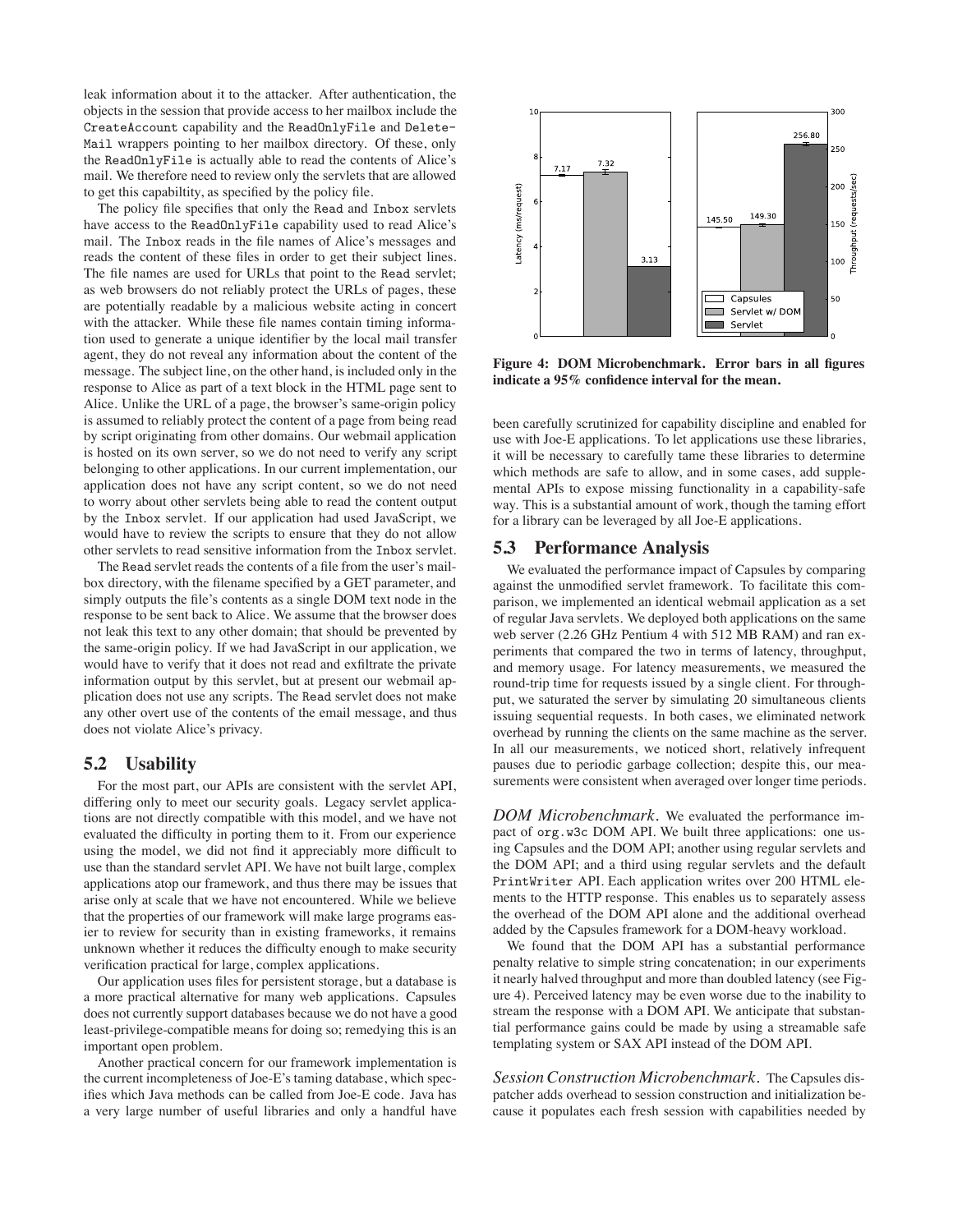leak information about it to the attacker. After authentication, the objects in the session that provide access to her mailbox include the CreateAccount capability and the ReadOnlyFile and DeleteMail wrappers pointing to her mailbox directory. Of these, only the ReadOnlyFile is actually able to read the contents of Alice's mail. We therefore need to review only the servlets that are allowed to get this capabiltity, as specified by the policy file.

The policy file specifies that only the Read and Inbox servlets have access to the ReadOnlyFile capability used to read Alice's mail. The Inbox reads in the file names of Alice's messages and reads the content of these files in order to get their subject lines. The file names are used for URLs that point to the Read servlet; as web browsers do not reliably protect the URLs of pages, these are potentially readable by a malicious website acting in concert with the attacker. While these file names contain timing information used to generate a unique identifier by the local mail transfer agent, they do not reveal any information about the content of the message. The subject line, on the other hand, is included only in the response to Alice as part of a text block in the HTML page sent to Alice. Unlike the URL of a page, the browser's same-origin policy is assumed to reliably protect the content of a page from being read by script originating from other domains. Our webmail application is hosted on its own server, so we do not need to verify any script belonging to other applications. In our current implementation, our application does not have any script content, so we do not need to worry about other servlets being able to read the content output by the Inbox servlet. If our application had used JavaScript, we would have to review the scripts to ensure that they do not allow other servlets to read sensitive information from the Inbox servlet.

The Read servlet reads the contents of a file from the user's mailbox directory, with the filename specified by a GET parameter, and simply outputs the file's contents as a single DOM text node in the response to be sent back to Alice. We assume that the browser does not leak this text to any other domain; that should be prevented by the same-origin policy. If we had JavaScript in our application, we would have to verify that it does not read and exfiltrate the private information output by this servlet, but at present our webmail application does not use any scripts. The Read servlet does not make any other overt use of the contents of the email message, and thus does not violate Alice's privacy.

## 5.2 Usability

For the most part, our APIs are consistent with the servlet API, differing only to meet our security goals. Legacy servlet applications are not directly compatible with this model, and we have not evaluated the difficulty in porting them to it. From our experience using the model, we did not find it appreciably more difficult to use than the standard servlet API. We have not built large, complex applications atop our framework, and thus there may be issues that arise only at scale that we have not encountered. While we believe that the properties of our framework will make large programs easier to review for security than in existing frameworks, it remains unknown whether it reduces the difficulty enough to make security verification practical for large, complex applications.

Our application uses files for persistent storage, but a database is a more practical alternative for many web applications. Capsules does not currently support databases because we do not have a good least-privilege-compatible means for doing so; remedying this is an important open problem.

Another practical concern for our framework implementation is the current incompleteness of Joe-E's taming database, which specifies which Java methods can be called from Joe-E code. Java has a very large number of useful libraries and only a handful have been carefully scrutinized for capability discipline and enabled for use with Joe-E applications. To let applications use these libraries, it will be necessary to carefully tame these libraries to determine which methods are safe to allow, and in some cases, add supplemental APIs to expose missing functionality in a capability-safe way. This is a substantial amount of work, though the taming effort for a library can be leveraged by all Joe-E applications.

**Figure 4: DOM Microbenchmark. Error bars in all figures indicate a 95% confidence interval for the mean.**

## 5.3 Performance Analysis

We evaluated the performance impact of Capsules by comparing against the unmodified servlet framework. To facilitate this comparison, we implemented an identical webmail application as a set of regular Java servlets. We deployed both applications on the same web server (2.26 GHz Pentium 4 with 512 MB RAM) and ran experiments that compared the two in terms of latency, throughput, and memory usage. For latency measurements, we measured the round-trip time for requests issued by a single client. For throughput, we saturated the server by simulating 20 simultaneous clients issuing sequential requests. In both cases, we eliminated network overhead by running the clients on the same machine as the server. In all our measurements, we noticed short, relatively infrequent pauses due to periodic garbage collection; despite this, our measurements were consistent when averaged over longer time periods.

*DOM Microbenchmark.* We evaluated the performance impact of org.w3c DOM API. We built three applications: one using Capsules and the DOM API; another using regular servlets and the DOM API; and a third using regular servlets and the default PrintWriter API. Each application writes over 200 HTML elements to the HTTP response. This enables us to separately assess the overhead of the DOM API alone and the additional overhead added by the Capsules framework for a DOM-heavy workload.

We found that the DOM API has a substantial performance penalty relative to simple string concatenation; in our experiments it nearly halved throughput and more than doubled latency (see Figure 4). Perceived latency may be even worse due to the inability to stream the response with a DOM API. We anticipate that substantial performance gains could be made by using a streamable safe templating system or SAX API instead of the DOM API.

*Session Construction Microbenchmark.* The Capsules dispatcher adds overhead to session construction and initialization because it populates each fresh session with capabilities needed by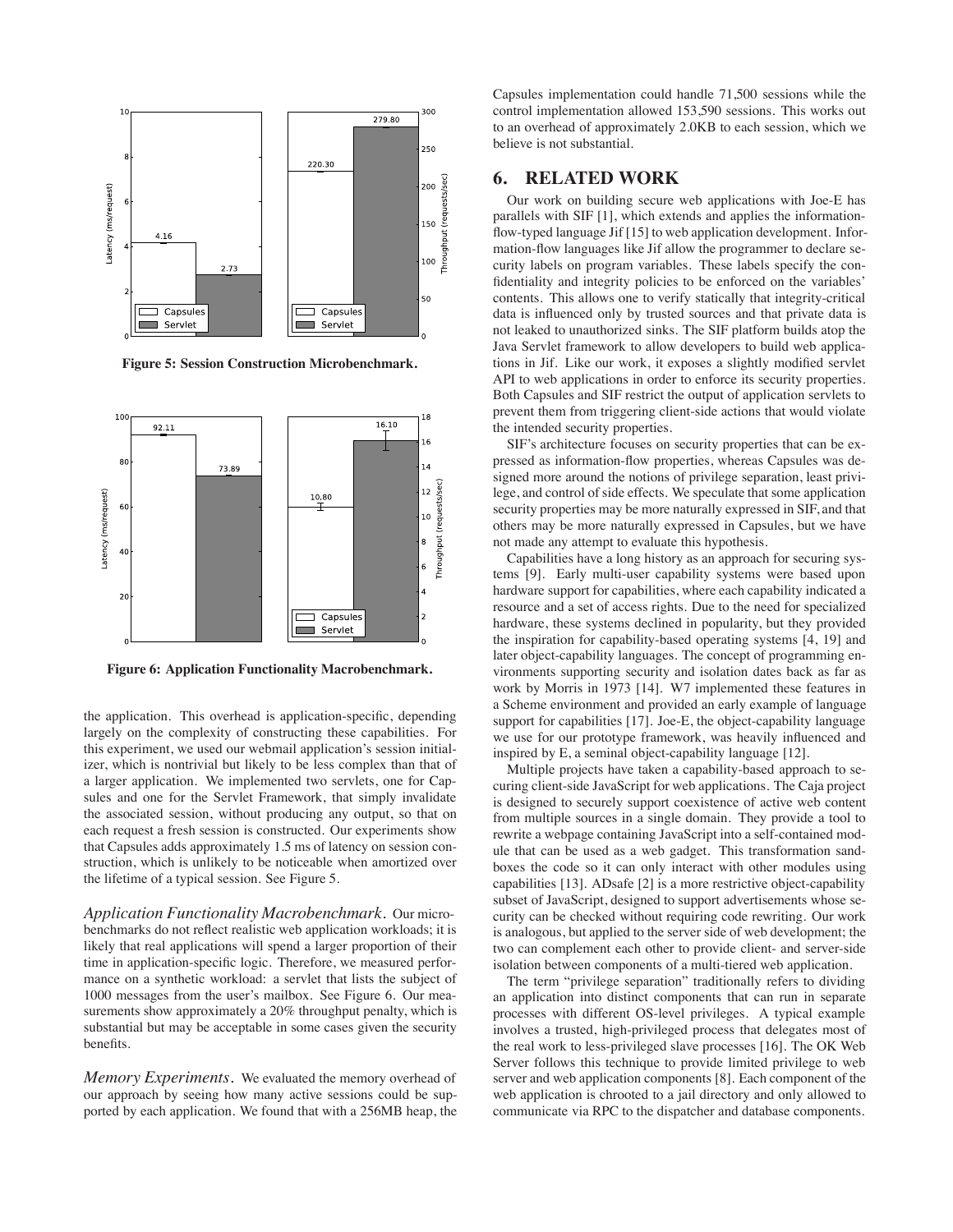Figure 5: Session Construction Microbenchmark.

Figure 6: Application Functionality Macrobenchmark.

the application. This overhead is application-specific, depending largely on the complexity of constructing these capabilities. For this experiment, we used our webmail application's session initializer, which is nontrivial but likely to be less complex than that of a larger application. We implemented two servlets, one for Capsules and one for the Servlet Framework, that simply invalidate the associated session, without producing any output, so that on each request a fresh session is constructed. Our experiments show that Capsules adds approximately 1.5 ms of latency on session construction, which is unlikely to be noticeable when amortized over the lifetime of a typical session. See Figure 5.

*Application Functionality Macrobenchmark.* Our microbenchmarks do not reflect realistic web application workloads; it is likely that real applications will spend a larger proportion of their time in application-specific logic. Therefore, we measured performance on a synthetic workload: a servlet that lists the subject of 1000 messages from the user's mailbox. See Figure 6. Our measurements show approximately a 20% throughput penalty, which is substantial but may be acceptable in some cases given the security benefits.

*Memory Experiments.* We evaluated the memory overhead of our approach by seeing how many active sessions could be supported by each application. We found that with a 256MB heap, the Capsules implementation could handle 71,500 sessions while the control implementation allowed 153,590 sessions. This works out to an overhead of approximately 2.0KB to each session, which we believe is not substantial.

## 6. RELATED WORK

Our work on building secure web applications with Joe-E has parallels with SIF [1], which extends and applies the information-flow-typed language Jif [15] to web application development. Information-flow languages like Jif allow the programmer to declare security labels on program variables. These labels specify the confidentiality and integrity policies to be enforced on the variables' contents. This allows one to verify statically that integrity-critical data is influenced only by trusted sources and that private data is not leaked to unauthorized sinks. The SIF platform builds atop the Java Servlet framework to allow developers to build web applications in Jif. Like our work, it exposes a slightly modified servlet API to web applications in order to enforce its security properties. Both Capsules and SIF restrict the output of application servlets to prevent them from triggering client-side actions that would violate the intended security properties.

SIF's architecture focuses on security properties that can be expressed as information-flow properties, whereas Capsules was designed more around the notions of privilege separation, least privilege, and control of side effects. We speculate that some application security properties may be more naturally expressed in SIF, and that others may be more naturally expressed in Capsules, but we have not made any attempt to evaluate this hypothesis.

Capabilities have a long history as an approach for securing systems [9]. Early multi-user capability systems were based upon hardware support for capabilities, where each capability indicated a resource and a set of access rights. Due to the need for specialized hardware, these systems declined in popularity, but they provided the inspiration for capability-based operating systems [4, 19] and later object-capability languages. The concept of programming environments supporting security and isolation dates back as far as work by Morris in 1973 [14]. W7 implemented these features in a Scheme environment and provided an early example of language support for capabilities [17]. Joe-E, the object-capability language we use for our prototype framework, was heavily influenced and inspired by E, a seminal object-capability language [12].

Multiple projects have taken a capability-based approach to securing client-side JavaScript for web applications. The Caja project is designed to securely support coexistence of active web content from multiple sources in a single domain. They provide a tool to rewrite a webpage containing JavaScript into a self-contained module that can be used as a web gadget. This transformation sandboxes the code so it can only interact with other modules using capabilities [13]. ADsafe [2] is a more restrictive object-capability subset of JavaScript, designed to support advertisements whose security can be checked without requiring code rewriting. Our work is analogous, but applied to the server side of web development; the two can complement each other to provide client- and server-side isolation between components of a multi-tiered web application.

The term "privilege separation" traditionally refers to dividing an application into distinct components that can run in separate processes with different OS-level privileges. A typical example involves a trusted, high-privileged process that delegates most of the real work to less-privileged slave processes [16]. The OK Web Server follows this technique to provide limited privilege to web server and web application components [8]. Each component of the web application is chrooted to a jail directory and only allowed to communicate via RPC to the dispatcher and database components.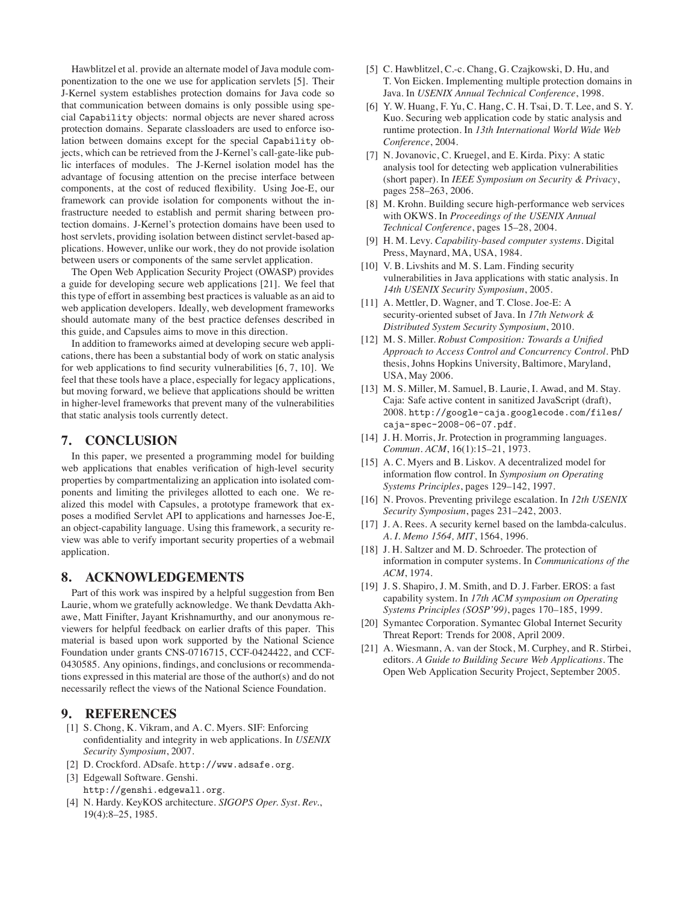Hawblitzel et al. provide an alternate model of Java module componentization to the one we use for application servlets [5]. Their J-Kernel system establishes protection domains for Java code so that communication between domains is only possible using special `Capability` objects: normal objects are never shared across protection domains. Separate classloaders are used to enforce isolation between domains except for the special `Capability` objects, which can be retrieved from the J-Kernel's call-gate-like public interfaces of modules. The J-Kernel isolation model has the advantage of focusing attention on the precise interface between components, at the cost of reduced flexibility. Using Joe-E, our framework can provide isolation for components without the infrastructure needed to establish and permit sharing between protection domains. J-Kernel's protection domains have been used to host servlets, providing isolation between distinct servlet-based applications. However, unlike our work, they do not provide isolation between users or components of the same servlet application.

The Open Web Application Security Project (OWASP) provides a guide for developing secure web applications [21]. We feel that this type of effort in assembing best practices is valuable as an aid to web application developers. Ideally, web development frameworks should automate many of the best practice defenses described in this guide, and Capsules aims to move in this direction.

In addition to frameworks aimed at developing secure web applications, there has been a substantial body of work on static analysis for web applications to find security vulnerabilities [6, 7, 10]. We feel that these tools have a place, especially for legacy applications, but moving forward, we believe that applications should be written in higher-level frameworks that prevent many of the vulnerabilities that static analysis tools currently detect.

## 7. CONCLUSION

In this paper, we presented a programming model for building web applications that enables verification of high-level security properties by compartmentalizing an application into isolated components and limiting the privileges allotted to each one. We realized this model with Capsules, a prototype framework that exposes a modified Servlet API to applications and harnesses Joe-E, an object-capability language. Using this framework, a security review was able to verify important security properties of a webmail application.

## 8. ACKNOWLEDGEMENTS

Part of this work was inspired by a helpful suggestion from Ben Laurie, whom we gratefully acknowledge. We thank Devdatta Akhawe, Matt Finifter, Jayant Krishnamurthy, and our anonymous reviewers for helpful feedback on earlier drafts of this paper. This material is based upon work supported by the National Science Foundation under grants CNS-0716715, CCF-0424422, and CCF-0430585. Any opinions, findings, and conclusions or recommendations expressed in this material are those of the author(s) and do not necessarily reflect the views of the National Science Foundation.

## 9. REFERENCES

[1] S. Chong, K. Vikram, and A. C. Myers. SIF: Enforcing confidentiality and integrity in web applications. In *USENIX Security Symposium*, 2007.

[2] D. Crockford. ADsafe. `http://www.adsafe.org`.

[3] Edgewall Software. Genshi. `http://genshi.edgewall.org`.

[4] N. Hardy. KeyKOS architecture. *SIGOPS Oper. Syst. Rev.*, 19(4):8–25, 1985.

[5] C. Hawblitzel, C.-c. Chang, G. Czajkowski, D. Hu, and T. Von Eicken. Implementing multiple protection domains in Java. In *USENIX Annual Technical Conference*, 1998.

[6] Y. W. Huang, F. Yu, C. Hang, C. H. Tsai, D. T. Lee, and S. Y. Kuo. Securing web application code by static analysis and runtime protection. In *13th International World Wide Web Conference*, 2004.

[7] N. Jovanovic, C. Kruegel, and E. Kirda. Pixy: A static analysis tool for detecting web application vulnerabilities (short paper). In *IEEE Symposium on Security & Privacy*, pages 258–263, 2006.

[8] M. Krohn. Building secure high-performance web services with OKWS. In *Proceedings of the USENIX Annual Technical Conference*, pages 15–28, 2004.

[9] H. M. Levy. *Capability-based computer systems*. Digital Press, Maynard, MA, USA, 1984.

[10] V. B. Livshits and M. S. Lam. Finding security vulnerabilities in Java applications with static analysis. In *14th USENIX Security Symposium*, 2005.

[11] A. Mettler, D. Wagner, and T. Close. Joe-E: A security-oriented subset of Java. In *17th Network & Distributed System Security Symposium*, 2010.

[12] M. S. Miller. *Robust Composition: Towards a Unified Approach to Access Control and Concurrency Control*. PhD thesis, Johns Hopkins University, Baltimore, Maryland, USA, May 2006.

[13] M. S. Miller, M. Samuel, B. Laurie, I. Awad, and M. Stay. Caja: Safe active content in sanitized JavaScript (draft), 2008. `http://google-caja.googlecode.com/files/caja-spec-2008-06-07.pdf`.

[14] J. H. Morris, Jr. Protection in programming languages. *Commun. ACM*, 16(1):15–21, 1973.

[15] A. C. Myers and B. Liskov. A decentralized model for information flow control. In *Symposium on Operating Systems Principles*, pages 129–142, 1997.

[16] N. Provos. Preventing privilege escalation. In *12th USENIX Security Symposium*, pages 231–242, 2003.

[17] J. A. Rees. A security kernel based on the lambda-calculus. *A. I. Memo 1564, MIT*, 1564, 1996.

[18] J. H. Saltzer and M. D. Schroeder. The protection of information in computer systems. In *Communications of the ACM*, 1974.

[19] J. S. Shapiro, J. M. Smith, and D. J. Farber. EROS: a fast capability system. In *17th ACM symposium on Operating Systems Principles (SOSP'99)*, pages 170–185, 1999.

[20] Symantec Corporation. Symantec Global Internet Security Threat Report: Trends for 2008, April 2009.

[21] A. Wiesmann, A. van der Stock, M. Curphey, and R. Stirbei, editors. *A Guide to Building Secure Web Applications*. The Open Web Application Security Project, September 2005.